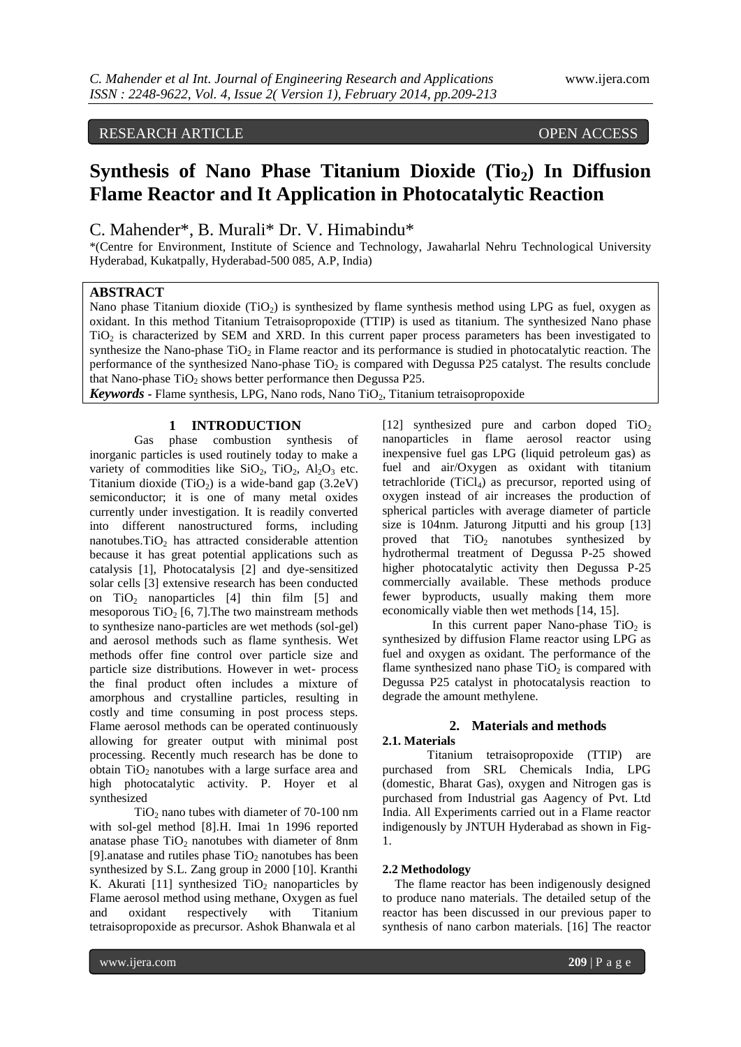RESEARCH ARTICLE OPEN ACCESS

# Synthesis of Nano Phase Titanium Dioxide ($Tio_2$) In Diffusion Flame Reactor and It Application in Photocatalytic Reaction

C. Mahender*, B. Murali* Dr. V. Himabindu*

*(Centre for Environment, Institute of Science and Technology, Jawaharlal Nehru Technological University Hyderabad, Kukatpally, Hyderabad-500 085, A.P, India)

## ABSTRACT

Nano phase Titanium dioxide ($TiO_2$) is synthesized by flame synthesis method using LPG as fuel, oxygen as oxidant. In this method Titanium Tetraisopropoxide (TTIP) is used as titanium. The synthesized Nano phase $TiO_2$ is characterized by SEM and XRD. In this current paper process parameters has been investigated to synthesize the Nano-phase $TiO_2$ in Flame reactor and its performance is studied in photocatalytic reaction. The performance of the synthesized Nano-phase $TiO_2$ is compared with Degussa P25 catalyst. The results conclude that Nano-phase $TiO_2$ shows better performance then Degussa P25.

***Keywords*** - Flame synthesis, LPG, Nano rods, Nano $TiO_2$, Titanium tetraisopropoxide

## 1 INTRODUCTION

Gas phase combustion synthesis of inorganic particles is used routinely today to make a variety of commodities like $SiO_2$, $TiO_2$, $Al_2O_3$ etc. Titanium dioxide ($TiO_2$) is a wide-band gap (3.2eV) semiconductor; it is one of many metal oxides currently under investigation. It is readily converted into different nanostructured forms, including nanotubes.$TiO_2$ has attracted considerable attention because it has great potential applications such as catalysis [1], Photocatalysis [2] and dye-sensitized solar cells [3] extensive research has been conducted on $TiO_2$ nanoparticles [4] thin film [5] and mesoporous $TiO_2$ [6, 7].The two mainstream methods to synthesize nano-particles are wet methods (sol-gel) and aerosol methods such as flame synthesis. Wet methods offer fine control over particle size and particle size distributions. However in wet- process the final product often includes a mixture of amorphous and crystalline particles, resulting in costly and time consuming in post process steps. Flame aerosol methods can be operated continuously allowing for greater output with minimal post processing. Recently much research has be done to obtain $TiO_2$ nanotubes with a large surface area and high photocatalytic activity. P. Hoyer et al synthesized

$TiO_2$ nano tubes with diameter of 70-100 nm with sol-gel method [8].H. Imai 1n 1996 reported anatase phase $TiO_2$ nanotubes with diameter of 8nm [9].anatase and rutiles phase $TiO_2$ nanotubes has been synthesized by S.L. Zang group in 2000 [10]. Kranthi K. Akurati [11] synthesized $TiO_2$ nanoparticles by Flame aerosol method using methane, Oxygen as fuel and oxidant respectively with Titanium tetraisopropoxide as precursor. Ashok Bhanwala et al [12] synthesized pure and carbon doped $TiO_2$ nanoparticles in flame aerosol reactor using inexpensive fuel gas LPG (liquid petroleum gas) as fuel and air/Oxygen as oxidant with titanium tetrachloride ($TiCl_4$) as precursor, reported using of oxygen instead of air increases the production of spherical particles with average diameter of particle size is 104nm. Jaturong Jitputti and his group [13] proved that $TiO_2$ nanotubes synthesized by hydrothermal treatment of Degussa P-25 showed higher photocatalytic activity then Degussa P-25 commercially available. These methods produce fewer byproducts, usually making them more economically viable then wet methods [14, 15].

In this current paper Nano-phase $TiO_2$ is synthesized by diffusion Flame reactor using LPG as fuel and oxygen as oxidant. The performance of the flame synthesized nano phase $TiO_2$ is compared with Degussa P25 catalyst in photocatalysis reaction to degrade the amount methylene.

## 2. Materials and methods

### 2.1. Materials

Titanium tetraisopropoxide (TTIP) are purchased from SRL Chemicals India, LPG (domestic, Bharat Gas), oxygen and Nitrogen gas is purchased from Industrial gas Aagency of Pvt. Ltd India. All Experiments carried out in a Flame reactor indigenously by JNTUH Hyderabad as shown in Fig-1.

### 2.2 Methodology

The flame reactor has been indigenously designed to produce nano materials. The detailed setup of the reactor has been discussed in our previous paper to synthesis of nano carbon materials. [16] The reactor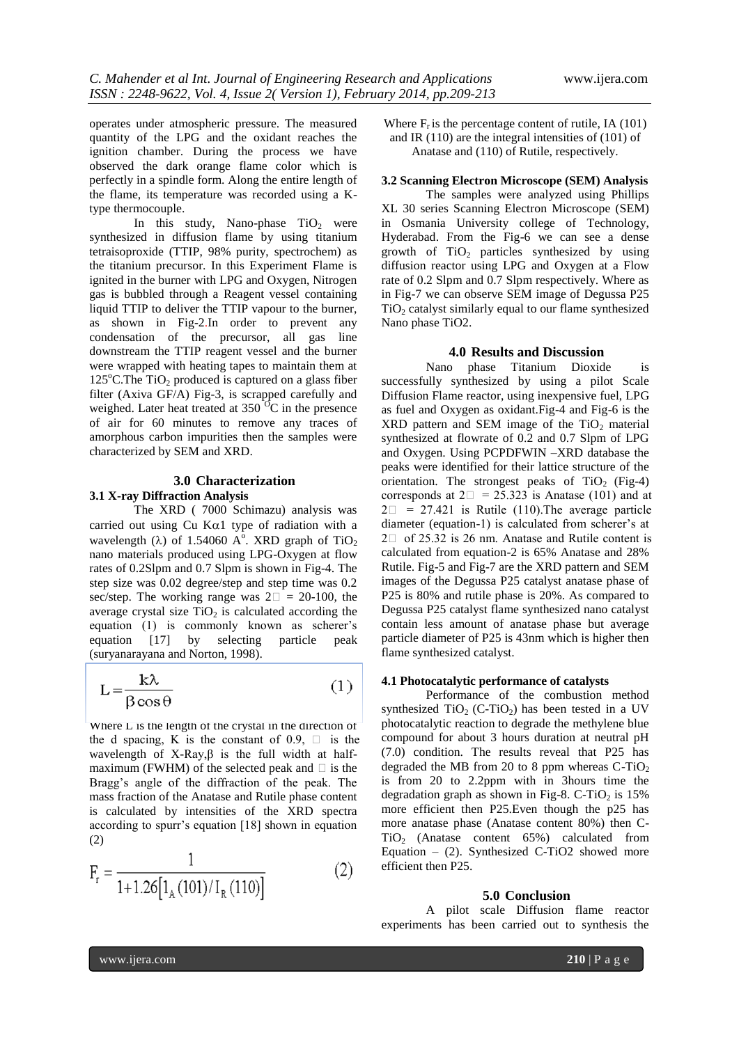operates under atmospheric pressure. The measured quantity of the LPG and the oxidant reaches the ignition chamber. During the process we have observed the dark orange flame color which is perfectly in a spindle form. Along the entire length of the flame, its temperature was recorded using a K-type thermocouple.

In this study, Nano-phase $TiO_2$ were synthesized in diffusion flame by using titanium tetraisoproxide (TTIP, 98% purity, spectrochem) as the titanium precursor. In this Experiment Flame is ignited in the burner with LPG and Oxygen, Nitrogen gas is bubbled through a Reagent vessel containing liquid TTIP to deliver the TTIP vapour to the burner, as shown in Fig-2.In order to prevent any condensation of the precursor, all gas line downstream the TTIP reagent vessel and the burner were wrapped with heating tapes to maintain them at $125^oC$.The $TiO_2$ produced is captured on a glass fiber filter (Axiva GF/A) Fig-3, is scrapped carefully and weighed. Later heat treated at 350 $^OC$ in the presence of air for 60 minutes to remove any traces of amorphous carbon impurities then the samples were characterized by SEM and XRD.

## 3.0 Characterization

### 3.1 X-ray Diffraction Analysis

The XRD ( 7000 Schimazu) analysis was carried out using Cu K$\alpha$1 type of radiation with a wavelength ($\lambda$) of 1.54060 A$^o$. XRD graph of $TiO_2$ nano materials produced using LPG-Oxygen at flow rates of 0.2Slpm and 0.7 Slpm is shown in Fig-4. The step size was 0.02 degree/step and step time was 0.2 sec/step. The working range was $2\theta$ = 20-100, the average crystal size $TiO_2$ is calculated according the equation (1) is commonly known as scherer's equation [17] by selecting particle peak (suryanarayana and Norton, 1998).

$$L = \frac{k\lambda}{\beta \cos\theta} \qquad (1)$$

Where L is the length of the crystal in the direction of the d spacing, K is the constant of 0.9, $\lambda$ is the wavelength of X-Ray,$\beta$ is the full width at half-maximum (FWHM) of the selected peak and $\theta$ is the Bragg's angle of the diffraction of the peak. The mass fraction of the Anatase and Rutile phase content is calculated by intensities of the XRD spectra according to spurr's equation [18] shown in equation (2)

$$F_r = \frac{1}{1+1.26\left[I_A(101)/I_R(110)\right]} \qquad (2)$$

Where $F_r$ is the percentage content of rutile, IA (101) and IR (110) are the integral intensities of (101) of Anatase and (110) of Rutile, respectively.

### 3.2 Scanning Electron Microscope (SEM) Analysis

The samples were analyzed using Phillips XL 30 series Scanning Electron Microscope (SEM) in Osmania University college of Technology, Hyderabad. From the Fig-6 we can see a dense growth of $TiO_2$ particles synthesized by using diffusion reactor using LPG and Oxygen at a Flow rate of 0.2 Slpm and 0.7 Slpm respectively. Where as in Fig-7 we can observe SEM image of Degussa P25 $TiO_2$ catalyst similarly equal to our flame synthesized Nano phase TiO2.

## 4.0 Results and Discussion

Nano phase Titanium Dioxide is successfully synthesized by using a pilot Scale Diffusion Flame reactor, using inexpensive fuel, LPG as fuel and Oxygen as oxidant.Fig-4 and Fig-6 is the XRD pattern and SEM image of the $TiO_2$ material synthesized at flowrate of 0.2 and 0.7 Slpm of LPG and Oxygen. Using PCPDFWIN –XRD database the peaks were identified for their lattice structure of the orientation. The strongest peaks of $TiO_2$ (Fig-4) corresponds at $2\theta$ = 25.323 is Anatase (101) and at $2\theta$ = 27.421 is Rutile (110).The average particle diameter (equation-1) is calculated from scherer's at $2\theta$ of 25.32 is 26 nm. Anatase and Rutile content is calculated from equation-2 is 65% Anatase and 28% Rutile. Fig-5 and Fig-7 are the XRD pattern and SEM images of the Degussa P25 catalyst anatase phase of P25 is 80% and rutile phase is 20%. As compared to Degussa P25 catalyst flame synthesized nano catalyst contain less amount of anatase phase but average particle diameter of P25 is 43nm which is higher then flame synthesized catalyst.

### 4.1 Photocatalytic performance of catalysts

Performance of the combustion method synthesized $TiO_2$ (C-$TiO_2$) has been tested in a UV photocatalytic reaction to degrade the methylene blue compound for about 3 hours duration at neutral pH (7.0) condition. The results reveal that P25 has degraded the MB from 20 to 8 ppm whereas C-$TiO_2$ is from 20 to 2.2ppm with in 3hours time the degradation graph as shown in Fig-8. C-$TiO_2$ is 15% more efficient then P25.Even though the p25 has more anatase phase (Anatase content 80%) then C-$TiO_2$ (Anatase content 65%) calculated from Equation – (2). Synthesized C-TiO2 showed more efficient then P25.

## 5.0 Conclusion

A pilot scale Diffusion flame reactor experiments has been carried out to synthesis the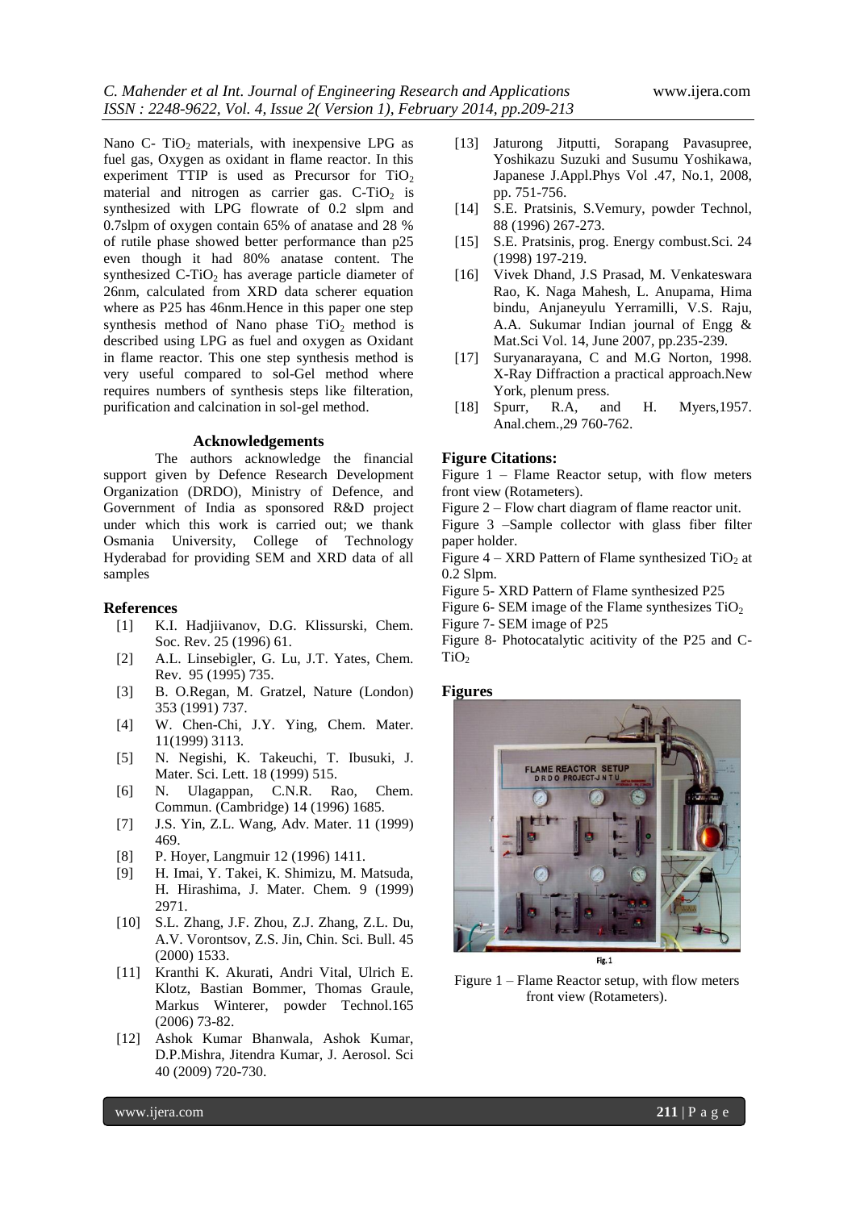Nano C- $TiO_2$ materials, with inexpensive LPG as fuel gas, Oxygen as oxidant in flame reactor. In this experiment TTIP is used as Precursor for $TiO_2$ material and nitrogen as carrier gas. C-$TiO_2$ is synthesized with LPG flowrate of 0.2 slpm and 0.7slpm of oxygen contain 65% of anatase and 28 % of rutile phase showed better performance than p25 even though it had 80% anatase content. The synthesized C-$TiO_2$ has average particle diameter of 26nm, calculated from XRD data scherer equation where as P25 has 46nm.Hence in this paper one step synthesis method of Nano phase $TiO_2$ method is described using LPG as fuel and oxygen as Oxidant in flame reactor. This one step synthesis method is very useful compared to sol-Gel method where requires numbers of synthesis steps like filteration, purification and calcination in sol-gel method.

### Acknowledgements

The authors acknowledge the financial support given by Defence Research Development Organization (DRDO), Ministry of Defence, and Government of India as sponsored R&D project under which this work is carried out; we thank Osmania University, College of Technology Hyderabad for providing SEM and XRD data of all samples

### References

[1] K.I. Hadjiivanov, D.G. Klissurski, Chem. Soc. Rev. 25 (1996) 61.

[2] A.L. Linsebigler, G. Lu, J.T. Yates, Chem. Rev. 95 (1995) 735.

[3] B. O.Regan, M. Gratzel, Nature (London) 353 (1991) 737.

[4] W. Chen-Chi, J.Y. Ying, Chem. Mater. 11(1999) 3113.

[5] N. Negishi, K. Takeuchi, T. Ibusuki, J. Mater. Sci. Lett. 18 (1999) 515.

[6] N. Ulagappan, C.N.R. Rao, Chem. Commun. (Cambridge) 14 (1996) 1685.

[7] J.S. Yin, Z.L. Wang, Adv. Mater. 11 (1999) 469.

[8] P. Hoyer, Langmuir 12 (1996) 1411.

[9] H. Imai, Y. Takei, K. Shimizu, M. Matsuda, H. Hirashima, J. Mater. Chem. 9 (1999) 2971.

[10] S.L. Zhang, J.F. Zhou, Z.J. Zhang, Z.L. Du, A.V. Vorontsov, Z.S. Jin, Chin. Sci. Bull. 45 (2000) 1533.

[11] Kranthi K. Akurati, Andri Vital, Ulrich E. Klotz, Bastian Bommer, Thomas Graule, Markus Winterer, powder Technol.165 (2006) 73-82.

[12] Ashok Kumar Bhanwala, Ashok Kumar, D.P.Mishra, Jitendra Kumar, J. Aerosol. Sci 40 (2009) 720-730.

[13] Jaturong Jitputti, Sorapang Pavasupree, Yoshikazu Suzuki and Susumu Yoshikawa, Japanese J.Appl.Phys Vol .47, No.1, 2008, pp. 751-756.

[14] S.E. Pratsinis, S.Vemury, powder Technol, 88 (1996) 267-273.

[15] S.E. Pratsinis, prog. Energy combust.Sci. 24 (1998) 197-219.

[16] Vivek Dhand, J.S Prasad, M. Venkateswara Rao, K. Naga Mahesh, L. Anupama, Hima bindu, Anjaneyulu Yerramilli, V.S. Raju, A.A. Sukumar Indian journal of Engg & Mat.Sci Vol. 14, June 2007, pp.235-239.

[17] Suryanarayana, C and M.G Norton, 1998. X-Ray Diffraction a practical approach.New York, plenum press.

[18] Spurr, R.A, and H. Myers,1957. Anal.chem.,29 760-762.

### Figure Citations:

Figure 1 – Flame Reactor setup, with flow meters front view (Rotameters).

Figure 2 – Flow chart diagram of flame reactor unit.

Figure 3 –Sample collector with glass fiber filter paper holder.

Figure 4 – XRD Pattern of Flame synthesized $TiO_2$ at 0.2 Slpm.

Figure 5- XRD Pattern of Flame synthesized P25

Figure 6- SEM image of the Flame synthesizes $TiO_2$

Figure 7- SEM image of P25

Figure 8- Photocatalytic acitivity of the P25 and C-$TiO_2$

### Figures

Fig. 1

Figure 1 – Flame Reactor setup, with flow meters front view (Rotameters).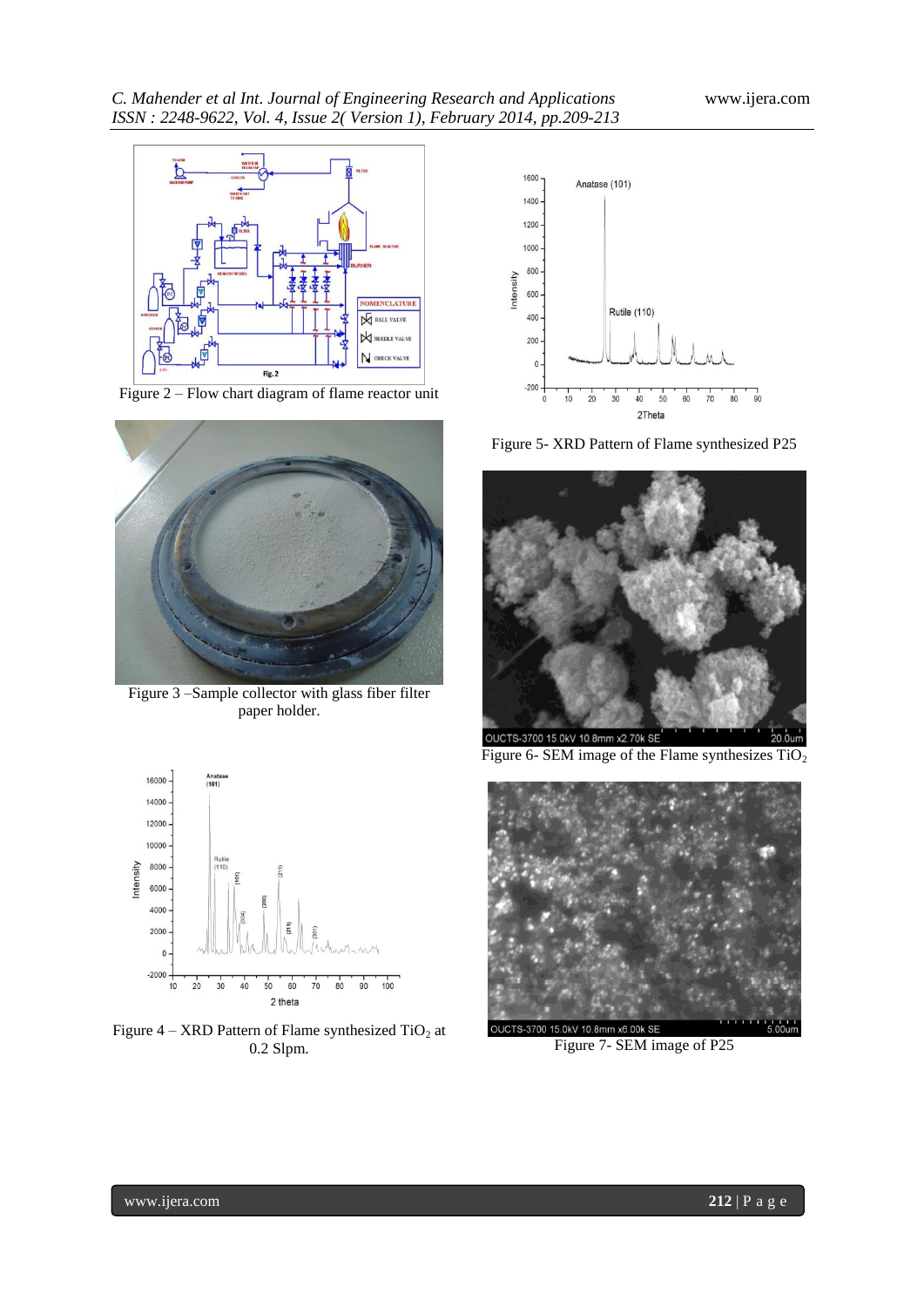Figure 2 – Flow chart diagram of flame reactor unit

Figure 3 –Sample collector with glass fiber filter paper holder.

Figure 4 – XRD Pattern of Flame synthesized $TiO_2$ at 0.2 Slpm.

Figure 5- XRD Pattern of Flame synthesized P25

Figure 6- SEM image of the Flame synthesizes $TiO_2$

Figure 7- SEM image of P25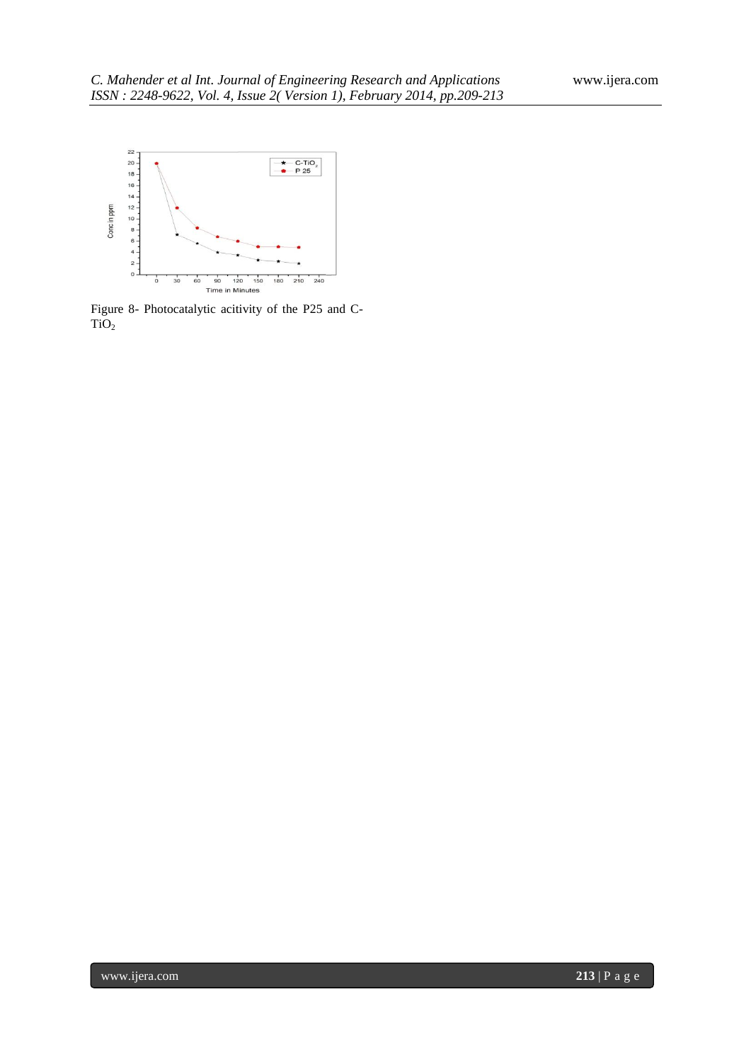22
20
18
16
14
12
10
8
6
4
2
0

Conc in ppm

0 30 60 90 120 150 180 210 240

Time in Minutes

C-$TiO_2$
P 25

Figure 8- Photocatalytic acitivity of the P25 and C-$TiO_2$